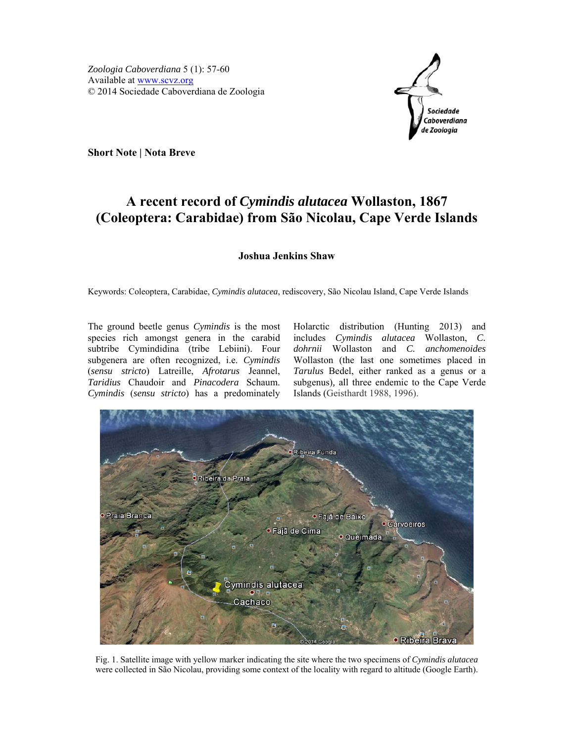*Zoologia Caboverdiana* 5 (1): 57-60
Available at [www.scvz.org](http://www.scvz.org)
© 2014 Sociedade Caboverdiana de Zoologia

**Short Note | Nota Breve**

# A recent record of *Cymindis alutacea* Wollaston, 1867 (Coleoptera: Carabidae) from São Nicolau, Cape Verde Islands

**Joshua Jenkins Shaw**

Keywords: Coleoptera, Carabidae, *Cymindis alutacea*, rediscovery, São Nicolau Island, Cape Verde Islands

The ground beetle genus *Cymindis* is the most species rich amongst genera in the carabid subtribe Cymindidina (tribe Lebiini). Four subgenera are often recognized, i.e. *Cymindis* (*sensu stricto*) Latreille, *Afrotarus* Jeannel, *Taridius* Chaudoir and *Pinacodera* Schaum. *Cymindis* (*sensu stricto*) has a predominately Holarctic distribution (Hunting 2013) and includes *Cymindis alutacea* Wollaston, *C. dohrnii* Wollaston and *C. anchomenoides* Wollaston (the last one sometimes placed in *Tarulus* Bedel, either ranked as a genus or a subgenus), all three endemic to the Cape Verde Islands (Geisthardt 1988, 1996).

Fig. 1. Satellite image with yellow marker indicating the site where the two specimens of *Cymindis alutacea* were collected in São Nicolau, providing some context of the locality with regard to altitude (Google Earth).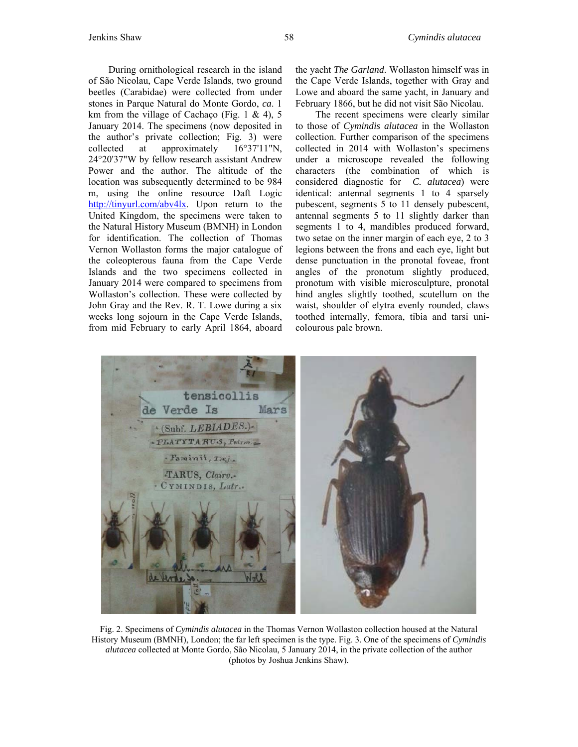During ornithological research in the island of São Nicolau, Cape Verde Islands, two ground beetles (Carabidae) were collected from under stones in Parque Natural do Monte Gordo, *ca*. 1 km from the village of Cachaço (Fig. 1 & 4), 5 January 2014. The specimens (now deposited in the author's private collection; Fig. 3) were collected at approximately 16°37'11"N, 24°20'37"W by fellow research assistant Andrew Power and the author. The altitude of the location was subsequently determined to be 984 m, using the online resource Daft Logic http://tinyurl.com/abv4lx. Upon return to the United Kingdom, the specimens were taken to the Natural History Museum (BMNH) in London for identification. The collection of Thomas Vernon Wollaston forms the major catalogue of the coleopterous fauna from the Cape Verde Islands and the two specimens collected in January 2014 were compared to specimens from Wollaston's collection. These were collected by John Gray and the Rev. R. T. Lowe during a six weeks long sojourn in the Cape Verde Islands, from mid February to early April 1864, aboard the yacht *The Garland*. Wollaston himself was in the Cape Verde Islands, together with Gray and Lowe and aboard the same yacht, in January and February 1866, but he did not visit São Nicolau.

The recent specimens were clearly similar to those of *Cymindis alutacea* in the Wollaston collection. Further comparison of the specimens collected in 2014 with Wollaston's specimens under a microscope revealed the following characters (the combination of which is considered diagnostic for *C. alutacea*) were identical: antennal segments 1 to 4 sparsely pubescent, segments 5 to 11 densely pubescent, antennal segments 5 to 11 slightly darker than segments 1 to 4, mandibles produced forward, two setae on the inner margin of each eye, 2 to 3 legions between the frons and each eye, light but dense punctuation in the pronotal foveae, front angles of the pronotum slightly produced, pronotum with visible microsculpture, pronotal hind angles slightly toothed, scutellum on the waist, shoulder of elytra evenly rounded, claws toothed internally, femora, tibia and tarsi uni-colourous pale brown.

Fig. 2. Specimens of *Cymindis alutacea* in the Thomas Vernon Wollaston collection housed at the Natural History Museum (BMNH), London; the far left specimen is the type. Fig. 3. One of the specimens of *Cymindis alutacea* collected at Monte Gordo, São Nicolau, 5 January 2014, in the private collection of the author (photos by Joshua Jenkins Shaw).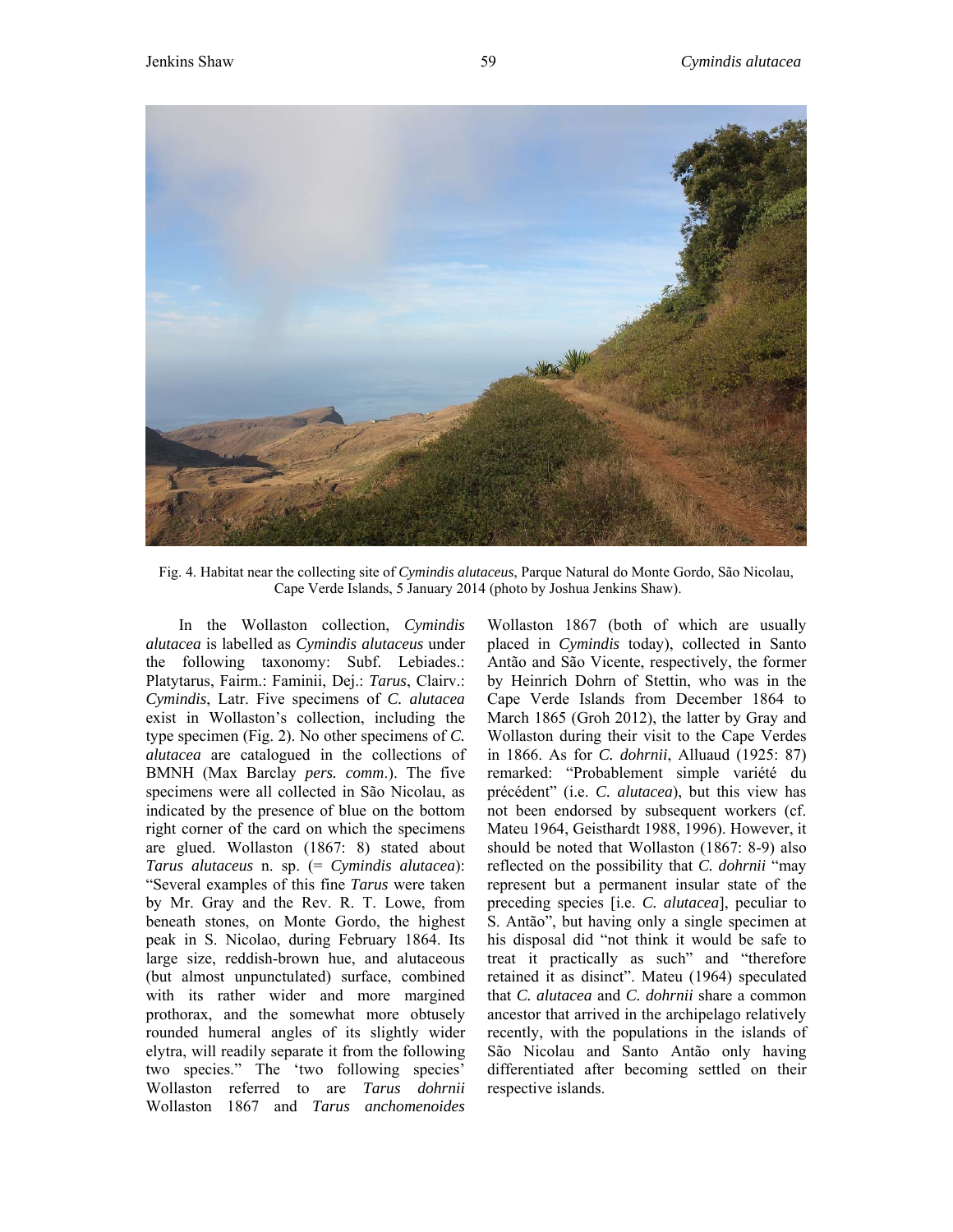Fig. 4. Habitat near the collecting site of *Cymindis alutaceus*, Parque Natural do Monte Gordo, São Nicolau, Cape Verde Islands, 5 January 2014 (photo by Joshua Jenkins Shaw).

In the Wollaston collection, *Cymindis alutacea* is labelled as *Cymindis alutaceus* under the following taxonomy: Subf. Lebiades.: Platytarus, Fairm.: Faminii, Dej.: *Tarus*, Clairv.: *Cymindis*, Latr. Five specimens of *C. alutacea* exist in Wollaston's collection, including the type specimen (Fig. 2). No other specimens of *C. alutacea* are catalogued in the collections of BMNH (Max Barclay *pers. comm*.). The five specimens were all collected in São Nicolau, as indicated by the presence of blue on the bottom right corner of the card on which the specimens are glued. Wollaston (1867: 8) stated about *Tarus alutaceus* n. sp. (= *Cymindis alutacea*): "Several examples of this fine *Tarus* were taken by Mr. Gray and the Rev. R. T. Lowe, from beneath stones, on Monte Gordo, the highest peak in S. Nicolao, during February 1864. Its large size, reddish-brown hue, and alutaceous (but almost unpunctulated) surface, combined with its rather wider and more margined prothorax, and the somewhat more obtusely rounded humeral angles of its slightly wider elytra, will readily separate it from the following two species." The 'two following species' Wollaston referred to are *Tarus dohrnii* Wollaston 1867 and *Tarus anchomenoides* Wollaston 1867 (both of which are usually placed in *Cymindis* today), collected in Santo Antão and São Vicente, respectively, the former by Heinrich Dohrn of Stettin, who was in the Cape Verde Islands from December 1864 to March 1865 (Groh 2012), the latter by Gray and Wollaston during their visit to the Cape Verdes in 1866. As for *C. dohrnii*, Alluaud (1925: 87) remarked: "Probablement simple variété du précédent" (i.e. *C. alutacea*), but this view has not been endorsed by subsequent workers (cf. Mateu 1964, Geisthardt 1988, 1996). However, it should be noted that Wollaston (1867: 8-9) also reflected on the possibility that *C. dohrnii* "may represent but a permanent insular state of the preceding species [i.e. *C. alutacea*], peculiar to S. Antão", but having only a single specimen at his disposal did "not think it would be safe to treat it practically as such" and "therefore retained it as disinct". Mateu (1964) speculated that *C. alutacea* and *C. dohrnii* share a common ancestor that arrived in the archipelago relatively recently, with the populations in the islands of São Nicolau and Santo Antão only having differentiated after becoming settled on their respective islands.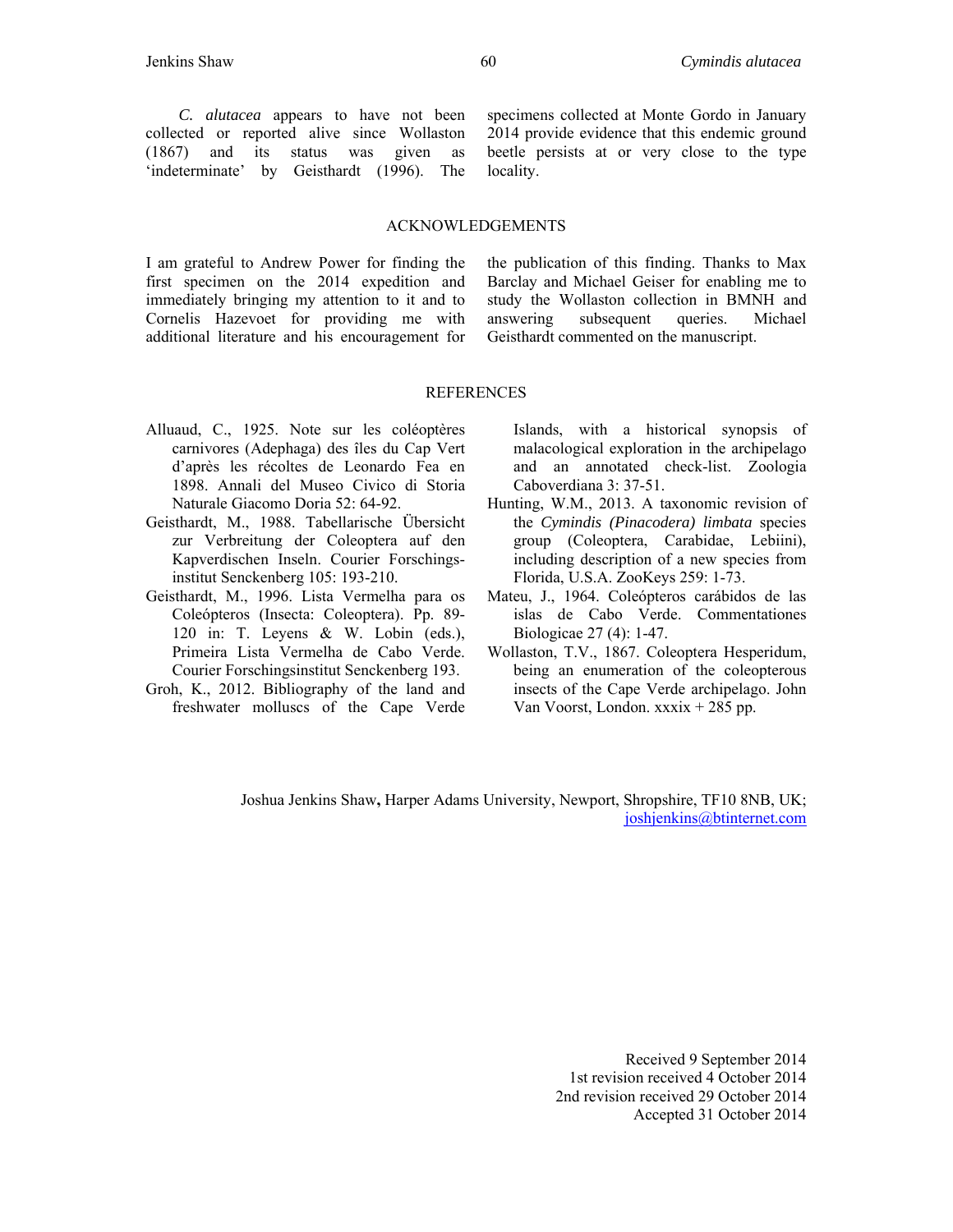*C. alutacea* appears to have not been collected or reported alive since Wollaston (1867) and its status was given as 'indeterminate' by Geisthardt (1996). The specimens collected at Monte Gordo in January 2014 provide evidence that this endemic ground beetle persists at or very close to the type locality.

## ACKNOWLEDGEMENTS

I am grateful to Andrew Power for finding the first specimen on the 2014 expedition and immediately bringing my attention to it and to Cornelis Hazevoet for providing me with additional literature and his encouragement for the publication of this finding. Thanks to Max Barclay and Michael Geiser for enabling me to study the Wollaston collection in BMNH and answering subsequent queries. Michael Geisthardt commented on the manuscript.

## REFERENCES

Alluaud, C., 1925. Note sur les coléoptères carnivores (Adephaga) des îles du Cap Vert d'après les récoltes de Leonardo Fea en 1898. Annali del Museo Civico di Storia Naturale Giacomo Doria 52: 64-92.

Geisthardt, M., 1988. Tabellarische Übersicht zur Verbreitung der Coleoptera auf den Kapverdischen Inseln. Courier Forschings-institut Senckenberg 105: 193-210.

Geisthardt, M., 1996. Lista Vermelha para os Coleópteros (Insecta: Coleoptera). Pp. 89-120 in: T. Leyens & W. Lobin (eds.), Primeira Lista Vermelha de Cabo Verde. Courier Forschingsinstitut Senckenberg 193.

Groh, K., 2012. Bibliography of the land and freshwater molluscs of the Cape Verde Islands, with a historical synopsis of malacological exploration in the archipelago and an annotated check-list. Zoologia Caboverdiana 3: 37-51.

Hunting, W.M., 2013. A taxonomic revision of the *Cymindis (Pinacodera) limbata* species group (Coleoptera, Carabidae, Lebiini), including description of a new species from Florida, U.S.A. ZooKeys 259: 1-73.

Mateu, J., 1964. Coleópteros carábidos de las islas de Cabo Verde. Commentationes Biologicae 27 (4): 1-47.

Wollaston, T.V., 1867. Coleoptera Hesperidum, being an enumeration of the coleopterous insects of the Cape Verde archipelago. John Van Voorst, London. xxxix + 285 pp.

Joshua Jenkins Shaw**,** Harper Adams University, Newport, Shropshire, TF10 8NB, UK; joshjenkins@btinternet.com

Received 9 September 2014
1st revision received 4 October 2014
2nd revision received 29 October 2014
Accepted 31 October 2014